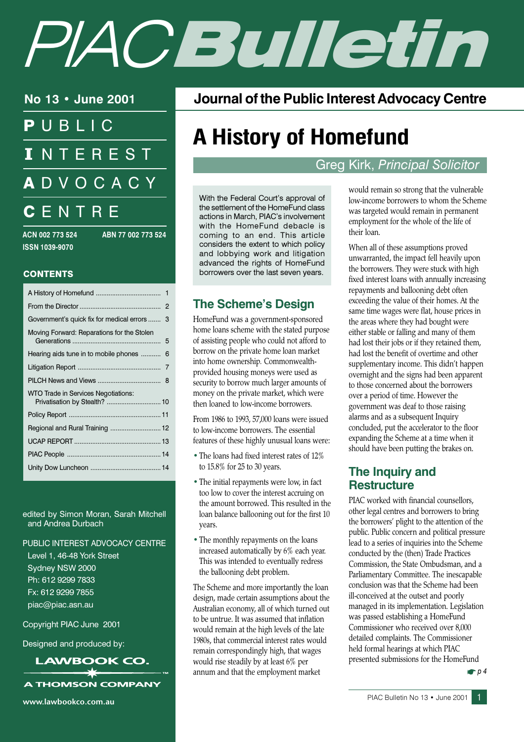# PIAC Bulletin

**No 13 • June 2001**

**PUBLIC INTEREST ADVOCACY CENTRE**

ACN 002 773 524 ABN 77 002 773 524
ISSN 1039-9070

## CONTENTS

| | |
|---|---|
| A History of Homefund | 1 |
| From the Director | 2 |
| Government's quick fix for medical errors | 3 |
| Moving Forward: Reparations for the Stolen Generations | 5 |
| Hearing aids tune in to mobile phones | 6 |
| Litigation Report | 7 |
| PILCH News and Views | 8 |
| WTO Trade in Services Negotiations: Privatisation by Stealth? | 10 |
| Policy Report | 11 |
| Regional and Rural Training | 12 |
| UCAP REPORT | 13 |
| PIAC People | 14 |
| Unity Dow Luncheon | 14 |

edited by Simon Moran, Sarah Mitchell and Andrea Durbach

PUBLIC INTEREST ADVOCACY CENTRE
Level 1, 46-48 York Street
Sydney NSW 2000
Ph: 612 9299 7833
Fx: 612 9299 7855
piac@piac.asn.au

Copyright PIAC June 2001

Designed and produced by:

LAWBOOK CO.
A THOMSON COMPANY
www.lawbookco.com.au

**Journal of the Public Interest Advocacy Centre**

# A History of Homefund

Greg Kirk, *Principal Solicitor*

With the Federal Court's approval of the settlement of the HomeFund class actions in March, PIAC's involvement with the HomeFund debacle is coming to an end. This article considers the extent to which policy and lobbying work and litigation advanced the rights of HomeFund borrowers over the last seven years.

## The Scheme's Design

HomeFund was a government-sponsored home loans scheme with the stated purpose of assisting people who could not afford to borrow on the private home loan market into home ownership. Commonwealth-provided housing moneys were used as security to borrow much larger amounts of money on the private market, which were then loaned to low-income borrowers.

From 1986 to 1993, 57,000 loans were issued to low-income borrowers. The essential features of these highly unusual loans were:

- The loans had fixed interest rates of 12% to 15.8% for 25 to 30 years.
- The initial repayments were low, in fact too low to cover the interest accruing on the amount borrowed. This resulted in the loan balance ballooning out for the first 10 years.
- The monthly repayments on the loans increased automatically by 6% each year. This was intended to eventually redress the ballooning debt problem.

The Scheme and more importantly the loan design, made certain assumptions about the Australian economy, all of which turned out to be untrue. It was assumed that inflation would remain at the high levels of the late 1980s, that commercial interest rates would remain correspondingly high, that wages would rise steadily by at least 6% per annum and that the employment market would remain so strong that the vulnerable low-income borrowers to whom the Scheme was targeted would remain in permanent employment for the whole of the life of their loan.

When all of these assumptions proved unwarranted, the impact fell heavily upon the borrowers. They were stuck with high fixed interest loans with annually increasing repayments and ballooning debt often exceeding the value of their homes. At the same time wages were flat, house prices in the areas where they had bought were either stable or falling and many of them had lost their jobs or if they retained them, had lost the benefit of overtime and other supplementary income. This didn't happen overnight and the signs had been apparent to those concerned about the borrowers over a period of time. However the government was deaf to those raising alarms and as a subsequent Inquiry concluded, put the accelerator to the floor expanding the Scheme at a time when it should have been putting the brakes on.

## The Inquiry and Restructure

PIAC worked with financial counsellors, other legal centres and borrowers to bring the borrowers' plight to the attention of the public. Public concern and political pressure lead to a series of inquiries into the Scheme conducted by the (then) Trade Practices Commission, the State Ombudsman, and a Parliamentary Committee. The inescapable conclusion was that the Scheme had been ill-conceived at the outset and poorly managed in its implementation. Legislation was passed establishing a HomeFund Commissioner who received over 8,000 detailed complaints. The Commissioner held formal hearings at which PIAC presented submissions for the HomeFund

☛ p 4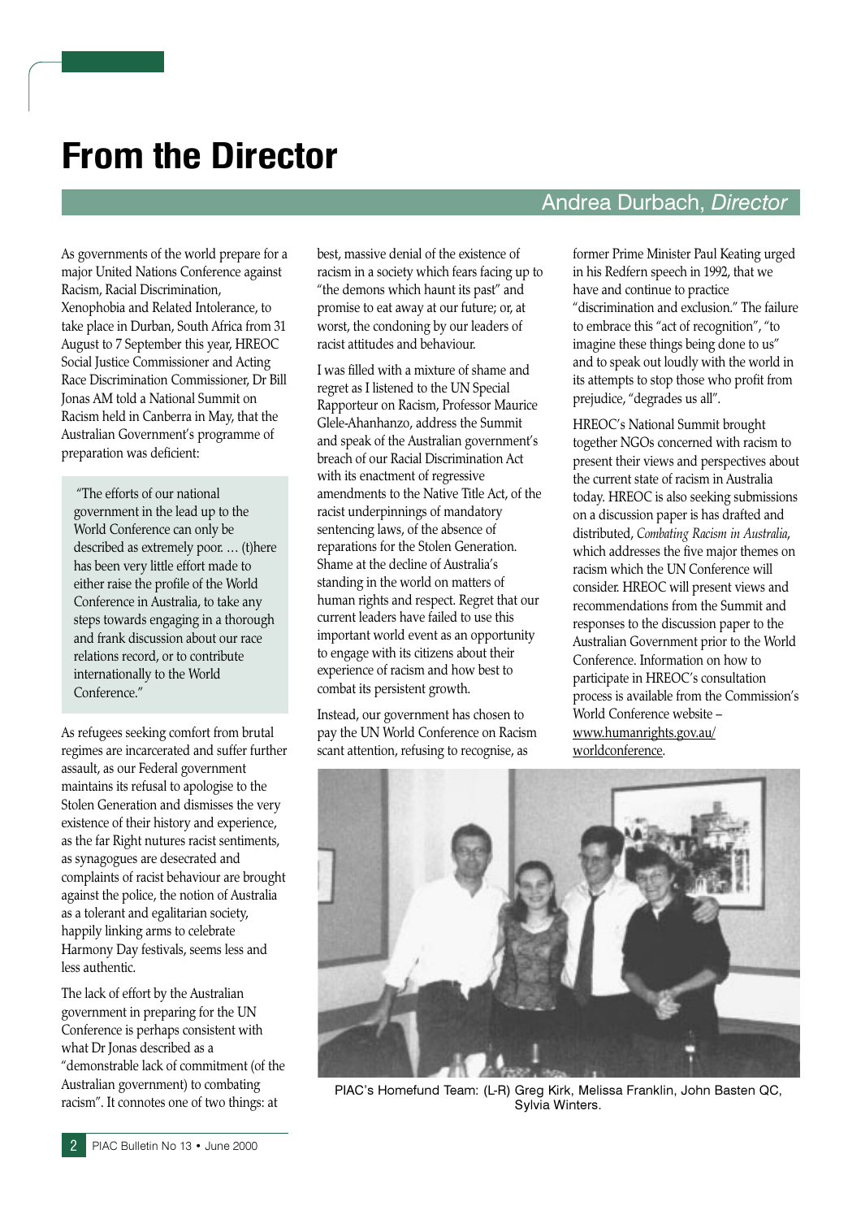# From the Director

## Andrea Durbach, *Director*

As governments of the world prepare for a major United Nations Conference against Racism, Racial Discrimination, Xenophobia and Related Intolerance, to take place in Durban, South Africa from 31 August to 7 September this year, HREOC Social Justice Commissioner and Acting Race Discrimination Commissioner, Dr Bill Jonas AM told a National Summit on Racism held in Canberra in May, that the Australian Government's programme of preparation was deficient:

> "The efforts of our national government in the lead up to the World Conference can only be described as extremely poor. … (t)here has been very little effort made to either raise the profile of the World Conference in Australia, to take any steps towards engaging in a thorough and frank discussion about our race relations record, or to contribute internationally to the World Conference."

As refugees seeking comfort from brutal regimes are incarcerated and suffer further assault, as our Federal government maintains its refusal to apologise to the Stolen Generation and dismisses the very existence of their history and experience, as the far Right nutures racist sentiments, as synagogues are desecrated and complaints of racist behaviour are brought against the police, the notion of Australia as a tolerant and egalitarian society, happily linking arms to celebrate Harmony Day festivals, seems less and less authentic.

The lack of effort by the Australian government in preparing for the UN Conference is perhaps consistent with what Dr Jonas described as a "demonstrable lack of commitment (of the Australian government) to combating racism". It connotes one of two things: at best, massive denial of the existence of racism in a society which fears facing up to "the demons which haunt its past" and promise to eat away at our future; or, at worst, the condoning by our leaders of racist attitudes and behaviour.

I was filled with a mixture of shame and regret as I listened to the UN Special Rapporteur on Racism, Professor Maurice Glele-Ahanhanzo, address the Summit and speak of the Australian government's breach of our Racial Discrimination Act with its enactment of regressive amendments to the Native Title Act, of the racist underpinnings of mandatory sentencing laws, of the absence of reparations for the Stolen Generation. Shame at the decline of Australia's standing in the world on matters of human rights and respect. Regret that our current leaders have failed to use this important world event as an opportunity to engage with its citizens about their experience of racism and how best to combat its persistent growth.

Instead, our government has chosen to pay the UN World Conference on Racism scant attention, refusing to recognise, as former Prime Minister Paul Keating urged in his Redfern speech in 1992, that we have and continue to practice "discrimination and exclusion." The failure to embrace this "act of recognition", "to imagine these things being done to us" and to speak out loudly with the world in its attempts to stop those who profit from prejudice, "degrades us all".

HREOC's National Summit brought together NGOs concerned with racism to present their views and perspectives about the current state of racism in Australia today. HREOC is also seeking submissions on a discussion paper is has drafted and distributed, *Combating Racism in Australia*, which addresses the five major themes on racism which the UN Conference will consider. HREOC will present views and recommendations from the Summit and responses to the discussion paper to the Australian Government prior to the World Conference. Information on how to participate in HREOC's consultation process is available from the Commission's World Conference website – www.humanrights.gov.au/worldconference.

PIAC's Homefund Team: (L-R) Greg Kirk, Melissa Franklin, John Basten QC, Sylvia Winters.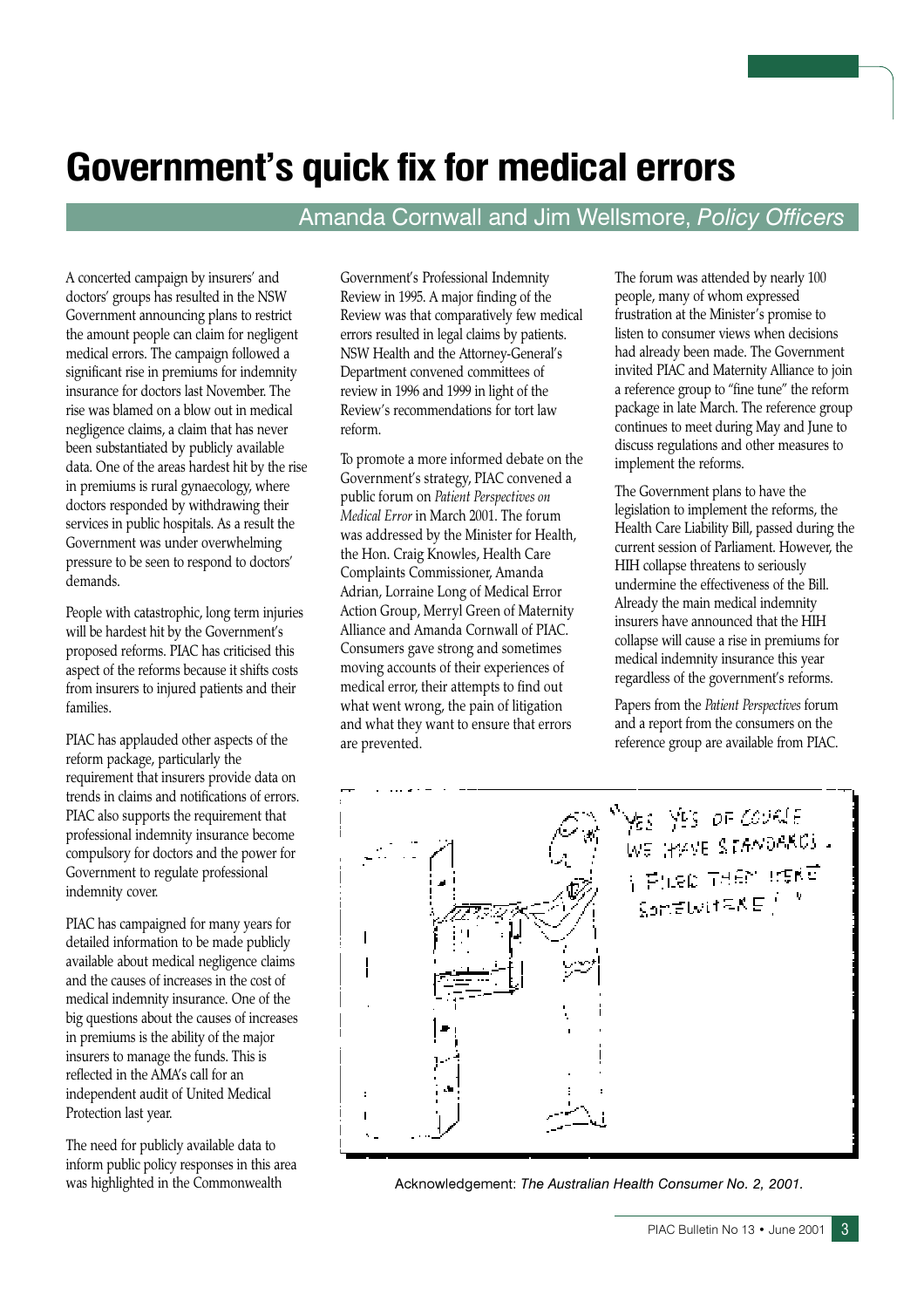# Government's quick fix for medical errors

Amanda Cornwall and Jim Wellsmore, *Policy Officers*

A concerted campaign by insurers' and doctors' groups has resulted in the NSW Government announcing plans to restrict the amount people can claim for negligent medical errors. The campaign followed a significant rise in premiums for indemnity insurance for doctors last November. The rise was blamed on a blow out in medical negligence claims, a claim that has never been substantiated by publicly available data. One of the areas hardest hit by the rise in premiums is rural gynaecology, where doctors responded by withdrawing their services in public hospitals. As a result the Government was under overwhelming pressure to be seen to respond to doctors' demands.

People with catastrophic, long term injuries will be hardest hit by the Government's proposed reforms. PIAC has criticised this aspect of the reforms because it shifts costs from insurers to injured patients and their families.

PIAC has applauded other aspects of the reform package, particularly the requirement that insurers provide data on trends in claims and notifications of errors. PIAC also supports the requirement that professional indemnity insurance become compulsory for doctors and the power for Government to regulate professional indemnity cover.

PIAC has campaigned for many years for detailed information to be made publicly available about medical negligence claims and the causes of increases in the cost of medical indemnity insurance. One of the big questions about the causes of increases in premiums is the ability of the major insurers to manage the funds. This is reflected in the AMA's call for an independent audit of United Medical Protection last year.

The need for publicly available data to inform public policy responses in this area was highlighted in the Commonwealth Government's Professional Indemnity Review in 1995. A major finding of the Review was that comparatively few medical errors resulted in legal claims by patients. NSW Health and the Attorney-General's Department convened committees of review in 1996 and 1999 in light of the Review's recommendations for tort law reform.

To promote a more informed debate on the Government's strategy, PIAC convened a public forum on *Patient Perspectives on Medical Error* in March 2001. The forum was addressed by the Minister for Health, the Hon. Craig Knowles, Health Care Complaints Commissioner, Amanda Adrian, Lorraine Long of Medical Error Action Group, Merryl Green of Maternity Alliance and Amanda Cornwall of PIAC. Consumers gave strong and sometimes moving accounts of their experiences of medical error, their attempts to find out what went wrong, the pain of litigation and what they want to ensure that errors are prevented.

The forum was attended by nearly 100 people, many of whom expressed frustration at the Minister's promise to listen to consumer views when decisions had already been made. The Government invited PIAC and Maternity Alliance to join a reference group to "fine tune" the reform package in late March. The reference group continues to meet during May and June to discuss regulations and other measures to implement the reforms.

The Government plans to have the legislation to implement the reforms, the Health Care Liability Bill, passed during the current session of Parliament. However, the HIH collapse threatens to seriously undermine the effectiveness of the Bill. Already the main medical indemnity insurers have announced that the HIH collapse will cause a rise in premiums for medical indemnity insurance this year regardless of the government's reforms.

Papers from the *Patient Perspectives* forum and a report from the consumers on the reference group are available from PIAC.

Acknowledgement: *The Australian Health Consumer No. 2, 2001.*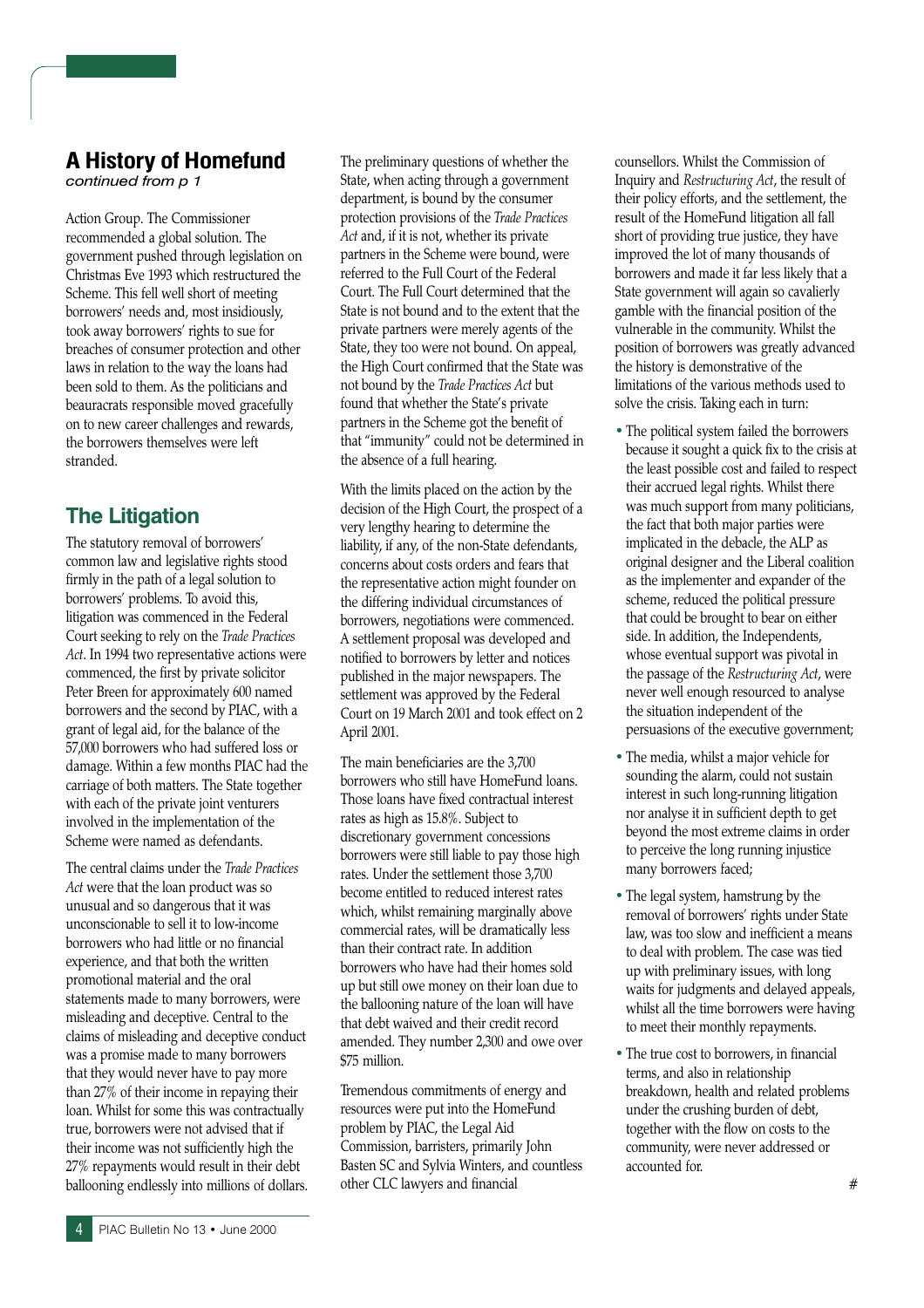## A History of Homefund

*continued from p 1*

Action Group. The Commissioner recommended a global solution. The government pushed through legislation on Christmas Eve 1993 which restructured the Scheme. This fell well short of meeting borrowers' needs and, most insidiously, took away borrowers' rights to sue for breaches of consumer protection and other laws in relation to the way the loans had been sold to them. As the politicians and beauracrats responsible moved gracefully on to new career challenges and rewards, the borrowers themselves were left stranded.

## The Litigation

The statutory removal of borrowers' common law and legislative rights stood firmly in the path of a legal solution to borrowers' problems. To avoid this, litigation was commenced in the Federal Court seeking to rely on the *Trade Practices Act*. In 1994 two representative actions were commenced, the first by private solicitor Peter Breen for approximately 600 named borrowers and the second by PIAC, with a grant of legal aid, for the balance of the 57,000 borrowers who had suffered loss or damage. Within a few months PIAC had the carriage of both matters. The State together with each of the private joint venturers involved in the implementation of the Scheme were named as defendants.

The central claims under the *Trade Practices Act* were that the loan product was so unusual and so dangerous that it was unconscionable to sell it to low-income borrowers who had little or no financial experience, and that both the written promotional material and the oral statements made to many borrowers, were misleading and deceptive. Central to the claims of misleading and deceptive conduct was a promise made to many borrowers that they would never have to pay more than 27% of their income in repaying their loan. Whilst for some this was contractually true, borrowers were not advised that if their income was not sufficiently high the 27% repayments would result in their debt ballooning endlessly into millions of dollars.

The preliminary questions of whether the State, when acting through a government department, is bound by the consumer protection provisions of the *Trade Practices Act* and, if it is not, whether its private partners in the Scheme were bound, were referred to the Full Court of the Federal Court. The Full Court determined that the State is not bound and to the extent that the private partners were merely agents of the State, they too were not bound. On appeal, the High Court confirmed that the State was not bound by the *Trade Practices Act* but found that whether the State's private partners in the Scheme got the benefit of that "immunity" could not be determined in the absence of a full hearing.

With the limits placed on the action by the decision of the High Court, the prospect of a very lengthy hearing to determine the liability, if any, of the non-State defendants, concerns about costs orders and fears that the representative action might founder on the differing individual circumstances of borrowers, negotiations were commenced. A settlement proposal was developed and notified to borrowers by letter and notices published in the major newspapers. The settlement was approved by the Federal Court on 19 March 2001 and took effect on 2 April 2001.

The main beneficiaries are the 3,700 borrowers who still have HomeFund loans. Those loans have fixed contractual interest rates as high as 15.8%. Subject to discretionary government concessions borrowers were still liable to pay those high rates. Under the settlement those 3,700 become entitled to reduced interest rates which, whilst remaining marginally above commercial rates, will be dramatically less than their contract rate. In addition borrowers who have had their homes sold up but still owe money on their loan due to the ballooning nature of the loan will have that debt waived and their credit record amended. They number 2,300 and owe over $75 million.

Tremendous commitments of energy and resources were put into the HomeFund problem by PIAC, the Legal Aid Commission, barristers, primarily John Basten SC and Sylvia Winters, and countless other CLC lawyers and financial counsellors. Whilst the Commission of Inquiry and *Restructuring Act*, the result of their policy efforts, and the settlement, the result of the HomeFund litigation all fall short of providing true justice, they have improved the lot of many thousands of borrowers and made it far less likely that a State government will again so cavalierly gamble with the financial position of the vulnerable in the community. Whilst the position of borrowers was greatly advanced the history is demonstrative of the limitations of the various methods used to solve the crisis. Taking each in turn:

- The political system failed the borrowers because it sought a quick fix to the crisis at the least possible cost and failed to respect their accrued legal rights. Whilst there was much support from many politicians, the fact that both major parties were implicated in the debacle, the ALP as original designer and the Liberal coalition as the implementer and expander of the scheme, reduced the political pressure that could be brought to bear on either side. In addition, the Independents, whose eventual support was pivotal in the passage of the *Restructuring Act*, were never well enough resourced to analyse the situation independent of the persuasions of the executive government;
- The media, whilst a major vehicle for sounding the alarm, could not sustain interest in such long-running litigation nor analyse it in sufficient depth to get beyond the most extreme claims in order to perceive the long running injustice many borrowers faced;
- The legal system, hamstrung by the removal of borrowers' rights under State law, was too slow and inefficient a means to deal with problem. The case was tied up with preliminary issues, with long waits for judgments and delayed appeals, whilst all the time borrowers were having to meet their monthly repayments.
- The true cost to borrowers, in financial terms, and also in relationship breakdown, health and related problems under the crushing burden of debt, together with the flow on costs to the community, were never addressed or accounted for.

#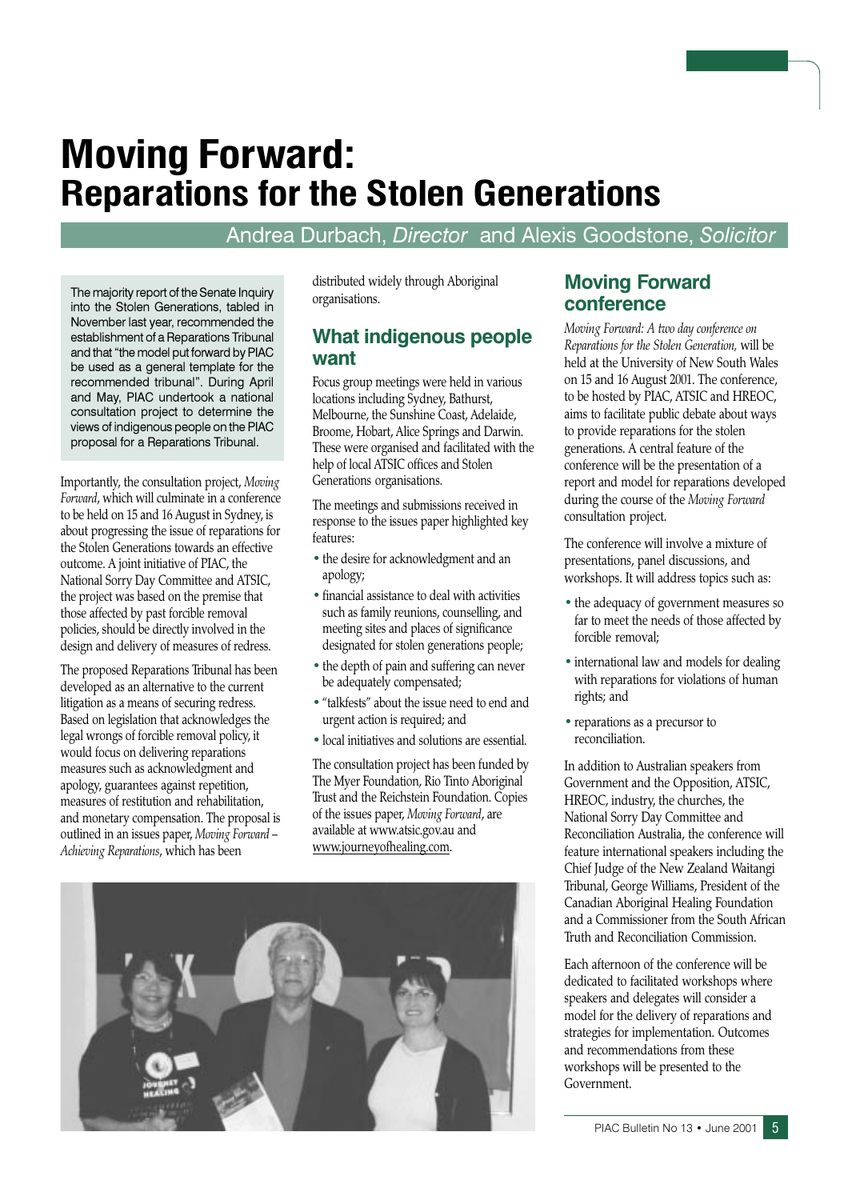# Moving Forward: Reparations for the Stolen Generations

Andrea Durbach, *Director* and Alexis Goodstone, *Solicitor*

The majority report of the Senate Inquiry into the Stolen Generations, tabled in November last year, recommended the establishment of a Reparations Tribunal and that "the model put forward by PIAC be used as a general template for the recommended tribunal". During April and May, PIAC undertook a national consultation project to determine the views of indigenous people on the PIAC proposal for a Reparations Tribunal.

Importantly, the consultation project, *Moving Forward*, which will culminate in a conference to be held on 15 and 16 August in Sydney, is about progressing the issue of reparations for the Stolen Generations towards an effective outcome. A joint initiative of PIAC, the National Sorry Day Committee and ATSIC, the project was based on the premise that those affected by past forcible removal policies, should be directly involved in the design and delivery of measures of redress.

The proposed Reparations Tribunal has been developed as an alternative to the current litigation as a means of securing redress. Based on legislation that acknowledges the legal wrongs of forcible removal policy, it would focus on delivering reparations measures such as acknowledgment and apology, guarantees against repetition, measures of restitution and rehabilitation, and monetary compensation. The proposal is outlined in an issues paper, *Moving Forward – Achieving Reparations*, which has been distributed widely through Aboriginal organisations.

## What indigenous people want

Focus group meetings were held in various locations including Sydney, Bathurst, Melbourne, the Sunshine Coast, Adelaide, Broome, Hobart, Alice Springs and Darwin. These were organised and facilitated with the help of local ATSIC offices and Stolen Generations organisations.

The meetings and submissions received in response to the issues paper highlighted key features:

- the desire for acknowledgment and an apology;
- financial assistance to deal with activities such as family reunions, counselling, and meeting sites and places of significance designated for stolen generations people;
- the depth of pain and suffering can never be adequately compensated;
- "talkfests" about the issue need to end and urgent action is required; and
- local initiatives and solutions are essential.

The consultation project has been funded by The Myer Foundation, Rio Tinto Aboriginal Trust and the Reichstein Foundation. Copies of the issues paper, *Moving Forward*, are available at www.atsic.gov.au and www.journeyofhealing.com.

## Moving Forward conference

*Moving Forward: A two day conference on Reparations for the Stolen Generation*, will be held at the University of New South Wales on 15 and 16 August 2001. The conference, to be hosted by PIAC, ATSIC and HREOC, aims to facilitate public debate about ways to provide reparations for the stolen generations. A central feature of the conference will be the presentation of a report and model for reparations developed during the course of the *Moving Forward* consultation project.

The conference will involve a mixture of presentations, panel discussions, and workshops. It will address topics such as:

- the adequacy of government measures so far to meet the needs of those affected by forcible removal;
- international law and models for dealing with reparations for violations of human rights; and
- reparations as a precursor to reconciliation.

In addition to Australian speakers from Government and the Opposition, ATSIC, HREOC, industry, the churches, the National Sorry Day Committee and Reconciliation Australia, the conference will feature international speakers including the Chief Judge of the New Zealand Waitangi Tribunal, George Williams, President of the Canadian Aboriginal Healing Foundation and a Commissioner from the South African Truth and Reconciliation Commission.

Each afternoon of the conference will be dedicated to facilitated workshops where speakers and delegates will consider a model for the delivery of reparations and strategies for implementation. Outcomes and recommendations from these workshops will be presented to the Government.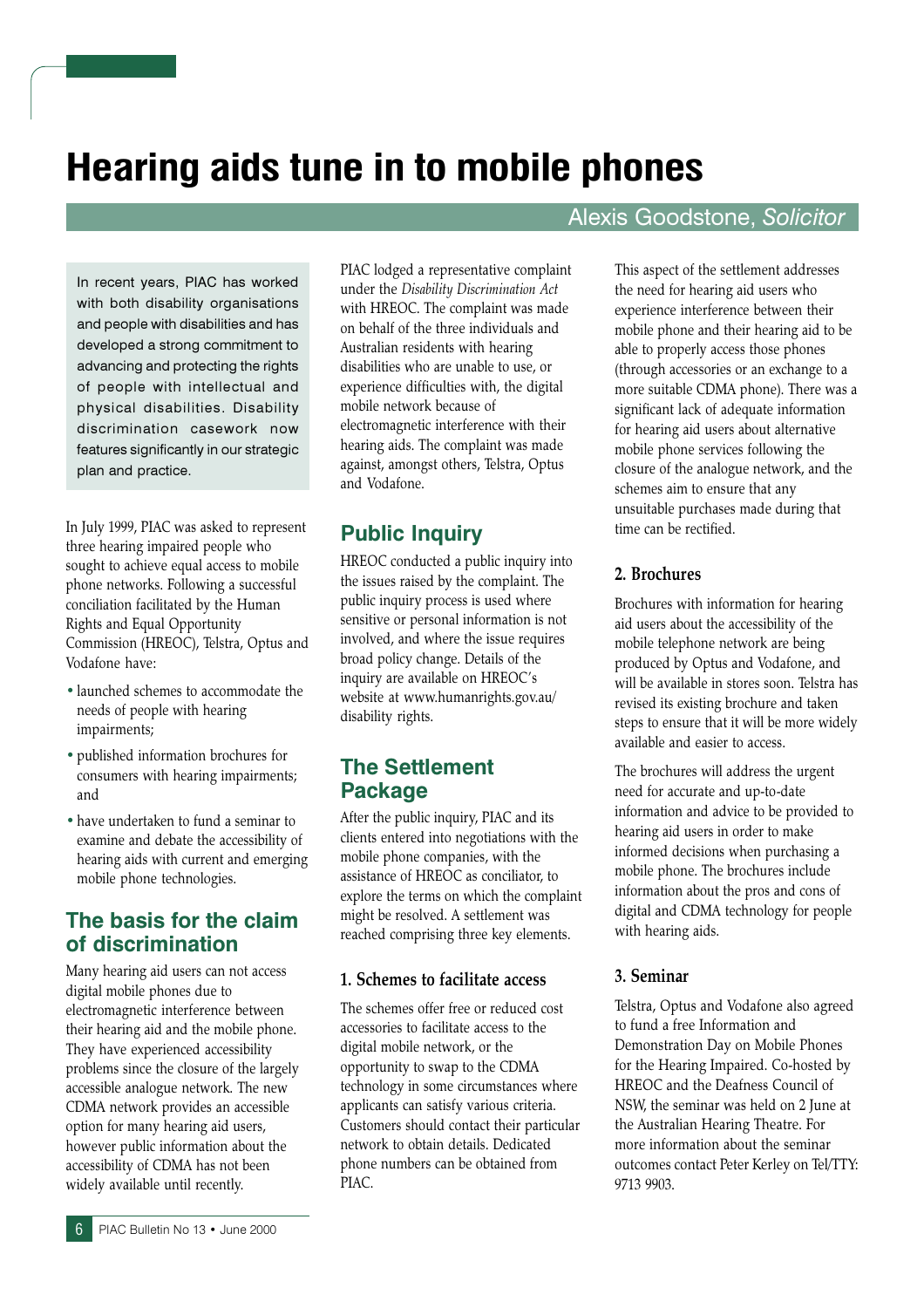# Hearing aids tune in to mobile phones

Alexis Goodstone, *Solicitor*

In recent years, PIAC has worked with both disability organisations and people with disabilities and has developed a strong commitment to advancing and protecting the rights of people with intellectual and physical disabilities. Disability discrimination casework now features significantly in our strategic plan and practice.

In July 1999, PIAC was asked to represent three hearing impaired people who sought to achieve equal access to mobile phone networks. Following a successful conciliation facilitated by the Human Rights and Equal Opportunity Commission (HREOC), Telstra, Optus and Vodafone have:

- launched schemes to accommodate the needs of people with hearing impairments;
- published information brochures for consumers with hearing impairments; and
- have undertaken to fund a seminar to examine and debate the accessibility of hearing aids with current and emerging mobile phone technologies.

## The basis for the claim of discrimination

Many hearing aid users can not access digital mobile phones due to electromagnetic interference between their hearing aid and the mobile phone. They have experienced accessibility problems since the closure of the largely accessible analogue network. The new CDMA network provides an accessible option for many hearing aid users, however public information about the accessibility of CDMA has not been widely available until recently.

PIAC lodged a representative complaint under the *Disability Discrimination Act* with HREOC. The complaint was made on behalf of the three individuals and Australian residents with hearing disabilities who are unable to use, or experience difficulties with, the digital mobile network because of electromagnetic interference with their hearing aids. The complaint was made against, amongst others, Telstra, Optus and Vodafone.

## Public Inquiry

HREOC conducted a public inquiry into the issues raised by the complaint. The public inquiry process is used where sensitive or personal information is not involved, and where the issue requires broad policy change. Details of the inquiry are available on HREOC's website at www.humanrights.gov.au/ disability rights.

## The Settlement Package

After the public inquiry, PIAC and its clients entered into negotiations with the mobile phone companies, with the assistance of HREOC as conciliator, to explore the terms on which the complaint might be resolved. A settlement was reached comprising three key elements.

### 1. Schemes to facilitate access

The schemes offer free or reduced cost accessories to facilitate access to the digital mobile network, or the opportunity to swap to the CDMA technology in some circumstances where applicants can satisfy various criteria. Customers should contact their particular network to obtain details. Dedicated phone numbers can be obtained from PIAC.

This aspect of the settlement addresses the need for hearing aid users who experience interference between their mobile phone and their hearing aid to be able to properly access those phones (through accessories or an exchange to a more suitable CDMA phone). There was a significant lack of adequate information for hearing aid users about alternative mobile phone services following the closure of the analogue network, and the schemes aim to ensure that any unsuitable purchases made during that time can be rectified.

### 2. Brochures

Brochures with information for hearing aid users about the accessibility of the mobile telephone network are being produced by Optus and Vodafone, and will be available in stores soon. Telstra has revised its existing brochure and taken steps to ensure that it will be more widely available and easier to access.

The brochures will address the urgent need for accurate and up-to-date information and advice to be provided to hearing aid users in order to make informed decisions when purchasing a mobile phone. The brochures include information about the pros and cons of digital and CDMA technology for people with hearing aids.

### 3. Seminar

Telstra, Optus and Vodafone also agreed to fund a free Information and Demonstration Day on Mobile Phones for the Hearing Impaired. Co-hosted by HREOC and the Deafness Council of NSW, the seminar was held on 2 June at the Australian Hearing Theatre. For more information about the seminar outcomes contact Peter Kerley on Tel/TTY: 9713 9903.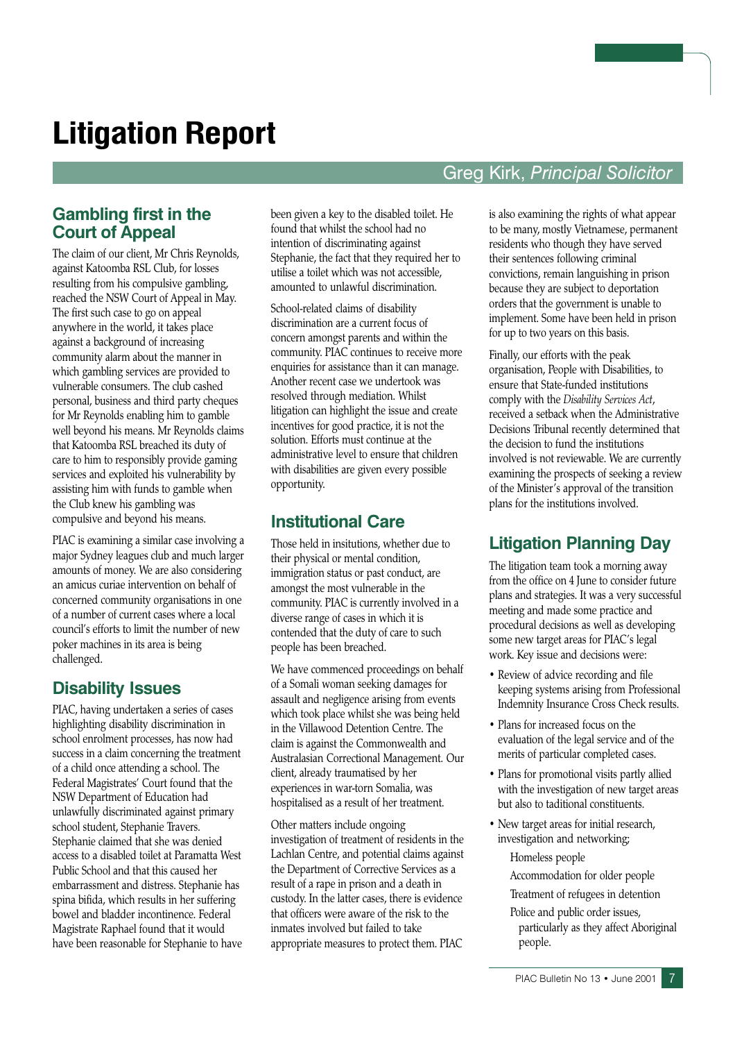# Litigation Report

Greg Kirk, *Principal Solicitor*

## Gambling first in the Court of Appeal

The claim of our client, Mr Chris Reynolds, against Katoomba RSL Club, for losses resulting from his compulsive gambling, reached the NSW Court of Appeal in May. The first such case to go on appeal anywhere in the world, it takes place against a background of increasing community alarm about the manner in which gambling services are provided to vulnerable consumers. The club cashed personal, business and third party cheques for Mr Reynolds enabling him to gamble well beyond his means. Mr Reynolds claims that Katoomba RSL breached its duty of care to him to responsibly provide gaming services and exploited his vulnerability by assisting him with funds to gamble when the Club knew his gambling was compulsive and beyond his means.

PIAC is examining a similar case involving a major Sydney leagues club and much larger amounts of money. We are also considering an amicus curiae intervention on behalf of concerned community organisations in one of a number of current cases where a local council's efforts to limit the number of new poker machines in its area is being challenged.

## Disability Issues

PIAC, having undertaken a series of cases highlighting disability discrimination in school enrolment processes, has now had success in a claim concerning the treatment of a child once attending a school. The Federal Magistrates' Court found that the NSW Department of Education had unlawfully discriminated against primary school student, Stephanie Travers. Stephanie claimed that she was denied access to a disabled toilet at Paramatta West Public School and that this caused her embarrassment and distress. Stephanie has spina bifida, which results in her suffering bowel and bladder incontinence. Federal Magistrate Raphael found that it would have been reasonable for Stephanie to have been given a key to the disabled toilet. He found that whilst the school had no intention of discriminating against Stephanie, the fact that they required her to utilise a toilet which was not accessible, amounted to unlawful discrimination.

School-related claims of disability discrimination are a current focus of concern amongst parents and within the community. PIAC continues to receive more enquiries for assistance than it can manage. Another recent case we undertook was resolved through mediation. Whilst litigation can highlight the issue and create incentives for good practice, it is not the solution. Efforts must continue at the administrative level to ensure that children with disabilities are given every possible opportunity.

## Institutional Care

Those held in insitutions, whether due to their physical or mental condition, immigration status or past conduct, are amongst the most vulnerable in the community. PIAC is currently involved in a diverse range of cases in which it is contended that the duty of care to such people has been breached.

We have commenced proceedings on behalf of a Somali woman seeking damages for assault and negligence arising from events which took place whilst she was being held in the Villawood Detention Centre. The claim is against the Commonwealth and Australasian Correctional Management. Our client, already traumatised by her experiences in war-torn Somalia, was hospitalised as a result of her treatment.

Other matters include ongoing investigation of treatment of residents in the Lachlan Centre, and potential claims against the Department of Corrective Services as a result of a rape in prison and a death in custody. In the latter cases, there is evidence that officers were aware of the risk to the inmates involved but failed to take appropriate measures to protect them. PIAC is also examining the rights of what appear to be many, mostly Vietnamese, permanent residents who though they have served their sentences following criminal convictions, remain languishing in prison because they are subject to deportation orders that the government is unable to implement. Some have been held in prison for up to two years on this basis.

Finally, our efforts with the peak organisation, People with Disabilities, to ensure that State-funded institutions comply with the *Disability Services Act*, received a setback when the Administrative Decisions Tribunal recently determined that the decision to fund the institutions involved is not reviewable. We are currently examining the prospects of seeking a review of the Minister's approval of the transition plans for the institutions involved.

## Litigation Planning Day

The litigation team took a morning away from the office on 4 June to consider future plans and strategies. It was a very successful meeting and made some practice and procedural decisions as well as developing some new target areas for PIAC's legal work. Key issue and decisions were:

- Review of advice recording and file keeping systems arising from Professional Indemnity Insurance Cross Check results.
- Plans for increased focus on the evaluation of the legal service and of the merits of particular completed cases.
- Plans for promotional visits partly allied with the investigation of new target areas but also to taditional constituents.
- New target areas for initial research, investigation and networking;

  Homeless people

  Accommodation for older people

  Treatment of refugees in detention

  Police and public order issues, particularly as they affect Aboriginal people.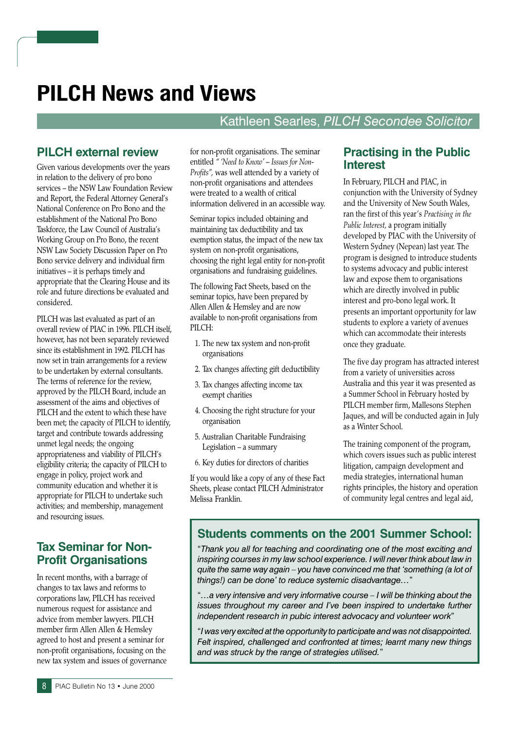# PILCH News and Views

Kathleen Searles, *PILCH Secondee Solicitor*

## PILCH external review

Given various developments over the years in relation to the delivery of pro bono services – the NSW Law Foundation Review and Report, the Federal Attorney General's National Conference on Pro Bono and the establishment of the National Pro Bono Taskforce, the Law Council of Australia's Working Group on Pro Bono, the recent NSW Law Society Discussion Paper on Pro Bono service delivery and individual firm initiatives – it is perhaps timely and appropriate that the Clearing House and its role and future directions be evaluated and considered.

PILCH was last evaluated as part of an overall review of PIAC in 1996. PILCH itself, however, has not been separately reviewed since its establishment in 1992. PILCH has now set in train arrangements for a review to be undertaken by external consultants. The terms of reference for the review, approved by the PILCH Board, include an assessment of the aims and objectives of PILCH and the extent to which these have been met; the capacity of PILCH to identify, target and contribute towards addressing unmet legal needs; the ongoing appropriateness and viability of PILCH's eligibility criteria; the capacity of PILCH to engage in policy, project work and community education and whether it is appropriate for PILCH to undertake such activities; and membership, management and resourcing issues.

## Tax Seminar for Non-Profit Organisations

In recent months, with a barrage of changes to tax laws and reforms to corporations law, PILCH has received numerous request for assistance and advice from member lawyers. PILCH member firm Allen Allen & Hemsley agreed to host and present a seminar for non-profit organisations, focusing on the new tax system and issues of governance for non-profit organisations. The seminar entitled *" 'Need to Know' – Issues for Non-Profits",* was well attended by a variety of non-profit organisations and attendees were treated to a wealth of critical information delivered in an accessible way.

Seminar topics included obtaining and maintaining tax deductibility and tax exemption status, the impact of the new tax system on non-profit organisations, choosing the right legal entity for non-profit organisations and fundraising guidelines.

The following Fact Sheets, based on the seminar topics, have been prepared by Allen Allen & Hemsley and are now available to non-profit organisations from PILCH:

1. The new tax system and non-profit organisations
2. Tax changes affecting gift deductibility
3. Tax changes affecting income tax exempt charities
4. Choosing the right structure for your organisation
5. Australian Charitable Fundraising Legislation – a summary
6. Key duties for directors of charities

If you would like a copy of any of these Fact Sheets, please contact PILCH Administrator Melissa Franklin.

## Practising in the Public Interest

In February, PILCH and PIAC, in conjunction with the University of Sydney and the University of New South Wales, ran the first of this year's *Practising in the Public Interest,* a program initially developed by PIAC with the University of Western Sydney (Nepean) last year. The program is designed to introduce students to systems advocacy and public interest law and expose them to organisations which are directly involved in public interest and pro-bono legal work. It presents an important opportunity for law students to explore a variety of avenues which can accommodate their interests once they graduate.

The five day program has attracted interest from a variety of universities across Australia and this year it was presented as a Summer School in February hosted by PILCH member firm, Mallesons Stephen Jaques, and will be conducted again in July as a Winter School.

The training component of the program, which covers issues such as public interest litigation, campaign development and media strategies, international human rights principles, the history and operation of community legal centres and legal aid,

### Students comments on the 2001 Summer School:

"*Thank you all for teaching and coordinating one of the most exciting and inspiring courses in my law school experience. I will never think about law in quite the same way again – you have convinced me that 'something (a lot of things!) can be done' to reduce systemic disadvantage…*"

"*…a very intensive and very informative course – I will be thinking about the issues throughout my career and I've been inspired to undertake further independent research in pubic interest advocacy and volunteer work*"

"*I was very excited at the opportunity to participate and was not disappointed. Felt inspired, challenged and confronted at times; learnt many new things and was struck by the range of strategies utilised.*"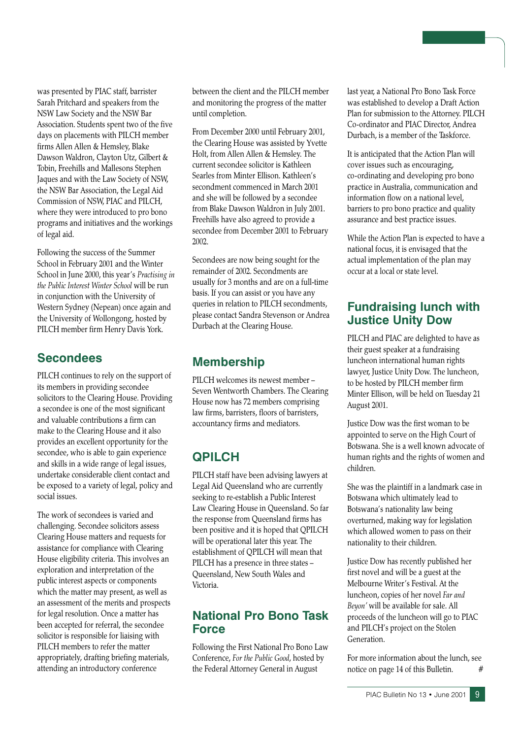was presented by PIAC staff, barrister Sarah Pritchard and speakers from the NSW Law Society and the NSW Bar Association. Students spent two of the five days on placements with PILCH member firms Allen Allen & Hemsley, Blake Dawson Waldron, Clayton Utz, Gilbert & Tobin, Freehills and Mallesons Stephen Jaques and with the Law Society of NSW, the NSW Bar Association, the Legal Aid Commission of NSW, PIAC and PILCH, where they were introduced to pro bono programs and initiatives and the workings of legal aid.

Following the success of the Summer School in February 2001 and the Winter School in June 2000, this year's *Practising in the Public Interest Winter School* will be run in conjunction with the University of Western Sydney (Nepean) once again and the University of Wollongong, hosted by PILCH member firm Henry Davis York.

## Secondees

PILCH continues to rely on the support of its members in providing secondee solicitors to the Clearing House. Providing a secondee is one of the most significant and valuable contributions a firm can make to the Clearing House and it also provides an excellent opportunity for the secondee, who is able to gain experience and skills in a wide range of legal issues, undertake considerable client contact and be exposed to a variety of legal, policy and social issues.

The work of secondees is varied and challenging. Secondee solicitors assess Clearing House matters and requests for assistance for compliance with Clearing House eligibility criteria. This involves an exploration and interpretation of the public interest aspects or components which the matter may present, as well as an assessment of the merits and prospects for legal resolution. Once a matter has been accepted for referral, the secondee solicitor is responsible for liaising with PILCH members to refer the matter appropriately, drafting briefing materials, attending an introductory conference between the client and the PILCH member and monitoring the progress of the matter until completion.

From December 2000 until February 2001, the Clearing House was assisted by Yvette Holt, from Allen Allen & Hemsley. The current secondee solicitor is Kathleen Searles from Minter Ellison. Kathleen's secondment commenced in March 2001 and she will be followed by a secondee from Blake Dawson Waldron in July 2001. Freehills have also agreed to provide a secondee from December 2001 to February 2002.

Secondees are now being sought for the remainder of 2002. Secondments are usually for 3 months and are on a full-time basis. If you can assist or you have any queries in relation to PILCH secondments, please contact Sandra Stevenson or Andrea Durbach at the Clearing House.

## Membership

PILCH welcomes its newest member – Seven Wentworth Chambers. The Clearing House now has 72 members comprising law firms, barristers, floors of barristers, accountancy firms and mediators.

## QPILCH

PILCH staff have been advising lawyers at Legal Aid Queensland who are currently seeking to re-establish a Public Interest Law Clearing House in Queensland. So far the response from Queensland firms has been positive and it is hoped that QPILCH will be operational later this year. The establishment of QPILCH will mean that PILCH has a presence in three states – Queensland, New South Wales and Victoria.

## National Pro Bono Task Force

Following the First National Pro Bono Law Conference, *For the Public Good*, hosted by the Federal Attorney General in August last year, a National Pro Bono Task Force was established to develop a Draft Action Plan for submission to the Attorney. PILCH Co-ordinator and PIAC Director, Andrea Durbach, is a member of the Taskforce.

It is anticipated that the Action Plan will cover issues such as encouraging, co-ordinating and developing pro bono practice in Australia, communication and information flow on a national level, barriers to pro bono practice and quality assurance and best practice issues.

While the Action Plan is expected to have a national focus, it is envisaged that the actual implementation of the plan may occur at a local or state level.

## Fundraising lunch with Justice Unity Dow

PILCH and PIAC are delighted to have as their guest speaker at a fundraising luncheon international human rights lawyer, Justice Unity Dow. The luncheon, to be hosted by PILCH member firm Minter Ellison, will be held on Tuesday 21 August 2001.

Justice Dow was the first woman to be appointed to serve on the High Court of Botswana. She is a well known advocate of human rights and the rights of women and children.

She was the plaintiff in a landmark case in Botswana which ultimately lead to Botswana's nationality law being overturned, making way for legislation which allowed women to pass on their nationality to their children.

Justice Dow has recently published her first novel and will be a guest at the Melbourne Writer's Festival. At the luncheon, copies of her novel *Far and Beyon'* will be available for sale. All proceeds of the luncheon will go to PIAC and PILCH's project on the Stolen Generation.

For more information about the lunch, see notice on page 14 of this Bulletin. #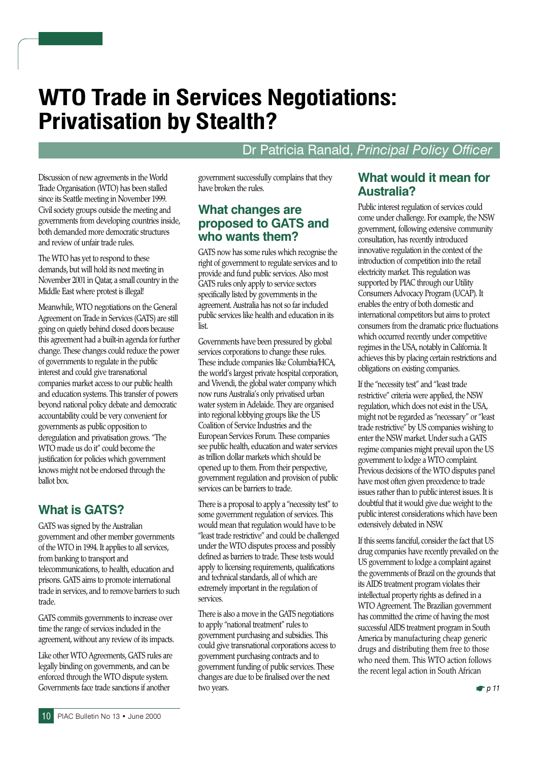# WTO Trade in Services Negotiations: Privatisation by Stealth?

Dr Patricia Ranald, *Principal Policy Officer*

Discussion of new agreements in the World Trade Organisation (WTO) has been stalled since its Seattle meeting in November 1999. Civil society groups outside the meeting and governments from developing countries inside, both demanded more democratic structures and review of unfair trade rules.

The WTO has yet to respond to these demands, but will hold its next meeting in November 2001 in Qatar, a small country in the Middle East where protest is illegal!

Meanwhile, WTO negotiations on the General Agreement on Trade in Services (GATS) are still going on quietly behind closed doors because this agreement had a built-in agenda for further change. These changes could reduce the power of governments to regulate in the public interest and could give transnational companies market access to our public health and education systems. This transfer of powers beyond national policy debate and democratic accountability could be very convenient for governments as public opposition to deregulation and privatisation grows. "The WTO made us do it" could become the justification for policies which government knows might not be endorsed through the ballot box.

## What is GATS?

GATS was signed by the Australian government and other member governments of the WTO in 1994. It applies to all services, from banking to transport and telecommunications, to health, education and prisons. GATS aims to promote international trade in services, and to remove barriers to such trade.

GATS commits governments to increase over time the range of services included in the agreement, without any review of its impacts.

Like other WTO Agreements, GATS rules are legally binding on governments, and can be enforced through the WTO dispute system. Governments face trade sanctions if another government successfully complains that they have broken the rules.

## What changes are proposed to GATS and who wants them?

GATS now has some rules which recognise the right of government to regulate services and to provide and fund public services. Also most GATS rules only apply to service sectors specifically listed by governments in the agreement. Australia has not so far included public services like health and education in its list.

Governments have been pressured by global services corporations to change these rules. These include companies like Columbia/HCA, the world's largest private hospital corporation, and Vivendi, the global water company which now runs Australia's only privatised urban water system in Adelaide. They are organised into regional lobbying groups like the US Coalition of Service Industries and the European Services Forum. These companies see public health, education and water services as trillion dollar markets which should be opened up to them. From their perspective, government regulation and provision of public services can be barriers to trade.

There is a proposal to apply a "necessity test" to some government regulation of services. This would mean that regulation would have to be "least trade restrictive" and could be challenged under the WTO disputes process and possibly defined as barriers to trade. These tests would apply to licensing requirements, qualifications and technical standards, all of which are extremely important in the regulation of services.

There is also a move in the GATS negotiations to apply "national treatment" rules to government purchasing and subsidies. This could give transnational corporations access to government purchasing contracts and to government funding of public services. These changes are due to be finalised over the next two years.

## What would it mean for Australia?

Public interest regulation of services could come under challenge. For example, the NSW government, following extensive community consultation, has recently introduced innovative regulation in the context of the introduction of competition into the retail electricity market. This regulation was supported by PIAC through our Utility Consumers Advocacy Program (UCAP). It enables the entry of both domestic and international competitors but aims to protect consumers from the dramatic price fluctuations which occurred recently under competitive regimes in the USA, notably in California. It achieves this by placing certain restrictions and obligations on existing companies.

If the "necessity test" and "least trade restrictive" criteria were applied, the NSW regulation, which does not exist in the USA, might not be regarded as "necessary" or "least trade restrictive" by US companies wishing to enter the NSW market. Under such a GATS regime companies might prevail upon the US government to lodge a WTO complaint. Previous decisions of the WTO disputes panel have most often given precedence to trade issues rather than to public interest issues. It is doubtful that it would give due weight to the public interest considerations which have been extensively debated in NSW.

If this seems fanciful, consider the fact that US drug companies have recently prevailed on the US government to lodge a complaint against the governments of Brazil on the grounds that its AIDS treatment program violates their intellectual property rights as defined in a WTO Agreement. The Brazilian government has committed the crime of having the most successful AIDS treatment program in South America by manufacturing cheap generic drugs and distributing them free to those who need them. This WTO action follows the recent legal action in South African

☛ p 11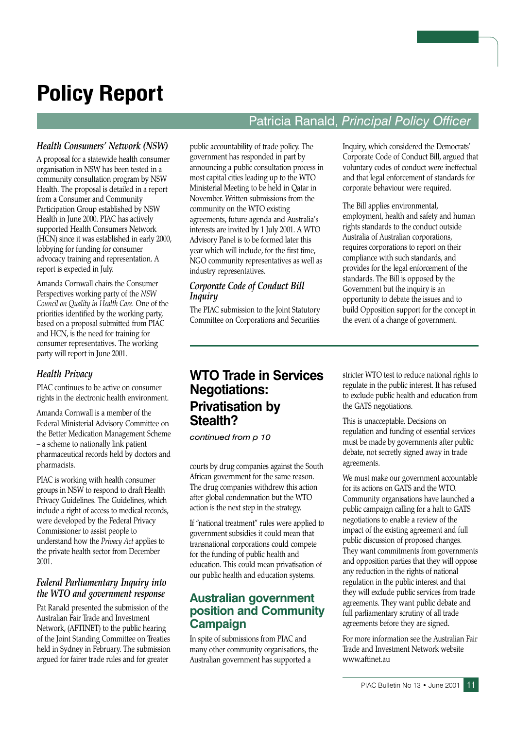# Policy Report

Patricia Ranald, *Principal Policy Officer*

### *Health Consumers' Network (NSW)*

A proposal for a statewide health consumer organisation in NSW has been tested in a community consultation program by NSW Health. The proposal is detailed in a report from a Consumer and Community Participation Group established by NSW Health in June 2000. PIAC has actively supported Health Consumers Network (HCN) since it was established in early 2000, lobbying for funding for consumer advocacy training and representation. A report is expected in July.

Amanda Cornwall chairs the Consumer Perspectives working party of the *NSW Council on Quality in Health Care.* One of the priorities identified by the working party, based on a proposal submitted from PIAC and HCN, is the need for training for consumer representatives. The working party will report in June 2001.

### *Health Privacy*

PIAC continues to be active on consumer rights in the electronic health environment.

Amanda Cornwall is a member of the Federal Ministerial Advisory Committee on the Better Medication Management Scheme – a scheme to nationally link patient pharmaceutical records held by doctors and pharmacists.

PIAC is working with health consumer groups in NSW to respond to draft Health Privacy Guidelines. The Guidelines, which include a right of access to medical records, were developed by the Federal Privacy Commissioner to assist people to understand how the *Privacy Act* applies to the private health sector from December 2001.

### *Federal Parliamentary Inquiry into the WTO and government response*

Pat Ranald presented the submission of the Australian Fair Trade and Investment Network, (AFTINET) to the public hearing of the Joint Standing Committee on Treaties held in Sydney in February. The submission argued for fairer trade rules and for greater public accountability of trade policy. The government has responded in part by announcing a public consultation process in most capital cities leading up to the WTO Ministerial Meeting to be held in Qatar in November. Written submissions from the community on the WTO existing agreements, future agenda and Australia's interests are invited by 1 July 2001. A WTO Advisory Panel is to be formed later this year which will include, for the first time, NGO community representatives as well as industry representatives.

### *Corporate Code of Conduct Bill Inquiry*

The PIAC submission to the Joint Statutory Committee on Corporations and Securities Inquiry, which considered the Democrats' Corporate Code of Conduct Bill, argued that voluntary codes of conduct were ineffectual and that legal enforcement of standards for corporate behaviour were required.

The Bill applies environmental, employment, health and safety and human rights standards to the conduct outside Australia of Australian corporations, requires corporations to report on their compliance with such standards, and provides for the legal enforcement of the standards. The Bill is opposed by the Government but the inquiry is an opportunity to debate the issues and to build Opposition support for the concept in the event of a change of government.

## WTO Trade in Services Negotiations: Privatisation by Stealth?

*continued from p 10*

courts by drug companies against the South African government for the same reason. The drug companies withdrew this action after global condemnation but the WTO action is the next step in the strategy.

If "national treatment" rules were applied to government subsidies it could mean that transnational corporations could compete for the funding of public health and education. This could mean privatisation of our public health and education systems.

### Australian government position and Community Campaign

In spite of submissions from PIAC and many other community organisations, the Australian government has supported a stricter WTO test to reduce national rights to regulate in the public interest. It has refused to exclude public health and education from the GATS negotiations.

This is unacceptable. Decisions on regulation and funding of essential services must be made by governments after public debate, not secretly signed away in trade agreements.

We must make our government accountable for its actions on GATS and the WTO. Community organisations have launched a public campaign calling for a halt to GATS negotiations to enable a review of the impact of the existing agreement and full public discussion of proposed changes. They want commitments from governments and opposition parties that they will oppose any reduction in the rights of national regulation in the public interest and that they will exclude public services from trade agreements. They want public debate and full parliamentary scrutiny of all trade agreements before they are signed.

For more information see the Australian Fair Trade and Investment Network website www.aftinet.au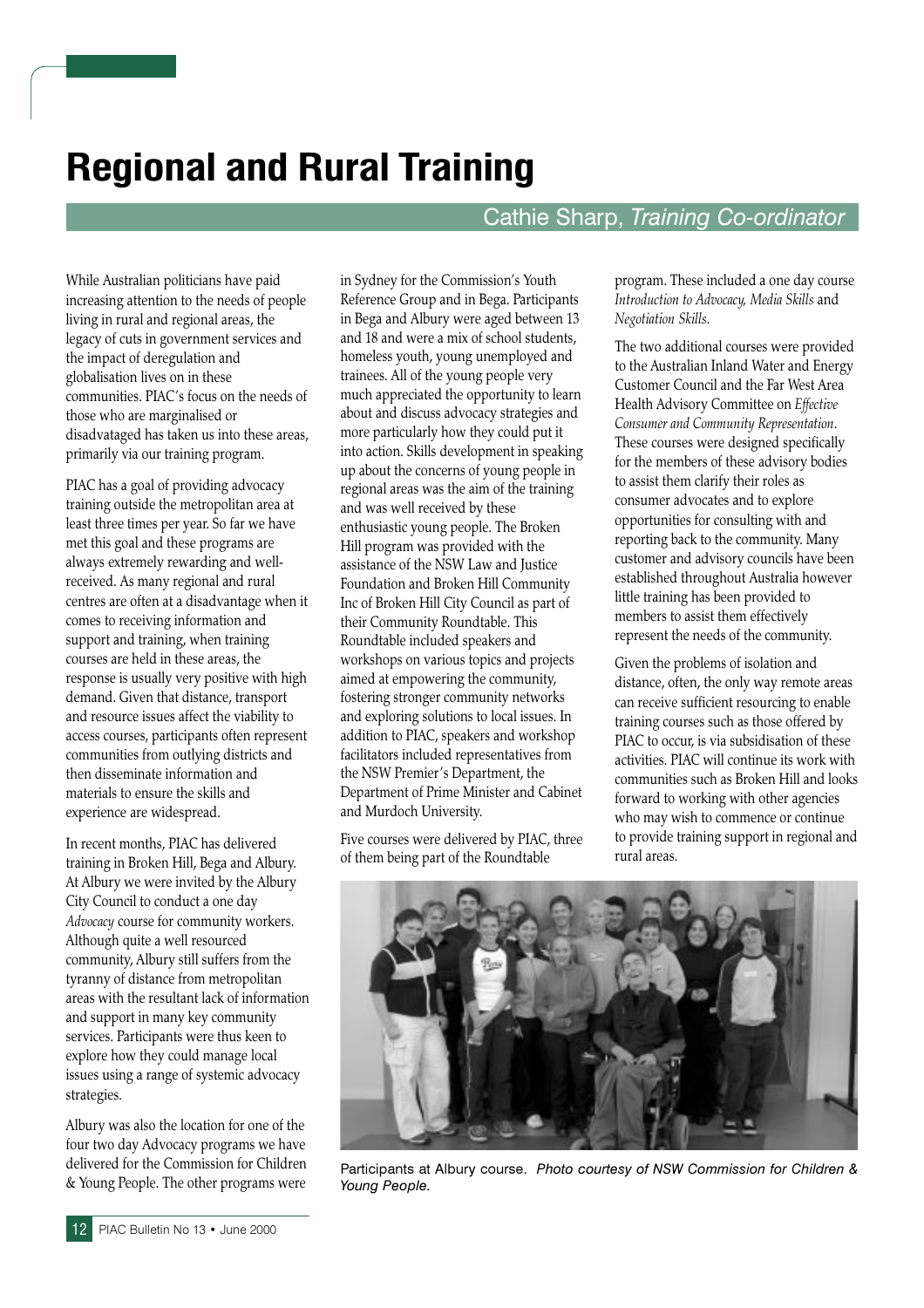# Regional and Rural Training

Cathie Sharp, *Training Co-ordinator*

While Australian politicians have paid increasing attention to the needs of people living in rural and regional areas, the legacy of cuts in government services and the impact of deregulation and globalisation lives on in these communities. PIAC's focus on the needs of those who are marginalised or disadvataged has taken us into these areas, primarily via our training program.

PIAC has a goal of providing advocacy training outside the metropolitan area at least three times per year. So far we have met this goal and these programs are always extremely rewarding and well-received. As many regional and rural centres are often at a disadvantage when it comes to receiving information and support and training, when training courses are held in these areas, the response is usually very positive with high demand. Given that distance, transport and resource issues affect the viability to access courses, participants often represent communities from outlying districts and then disseminate information and materials to ensure the skills and experience are widespread.

In recent months, PIAC has delivered training in Broken Hill, Bega and Albury. At Albury we were invited by the Albury City Council to conduct a one day *Advocacy* course for community workers. Although quite a well resourced community, Albury still suffers from the tyranny of distance from metropolitan areas with the resultant lack of information and support in many key community services. Participants were thus keen to explore how they could manage local issues using a range of systemic advocacy strategies.

Albury was also the location for one of the four two day Advocacy programs we have delivered for the Commission for Children & Young People. The other programs were in Sydney for the Commission's Youth Reference Group and in Bega. Participants in Bega and Albury were aged between 13 and 18 and were a mix of school students, homeless youth, young unemployed and trainees. All of the young people very much appreciated the opportunity to learn about and discuss advocacy strategies and more particularly how they could put it into action. Skills development in speaking up about the concerns of young people in regional areas was the aim of the training and was well received by these enthusiastic young people. The Broken Hill program was provided with the assistance of the NSW Law and Justice Foundation and Broken Hill Community Inc of Broken Hill City Council as part of their Community Roundtable. This Roundtable included speakers and workshops on various topics and projects aimed at empowering the community, fostering stronger community networks and exploring solutions to local issues. In addition to PIAC, speakers and workshop facilitators included representatives from the NSW Premier's Department, the Department of Prime Minister and Cabinet and Murdoch University.

Five courses were delivered by PIAC, three of them being part of the Roundtable program. These included a one day course *Introduction to Advocacy, Media Skills* and *Negotiation Skills*.

The two additional courses were provided to the Australian Inland Water and Energy Customer Council and the Far West Area Health Advisory Committee on *Effective Consumer and Community Representation*. These courses were designed specifically for the members of these advisory bodies to assist them clarify their roles as consumer advocates and to explore opportunities for consulting with and reporting back to the community. Many customer and advisory councils have been established throughout Australia however little training has been provided to members to assist them effectively represent the needs of the community.

Given the problems of isolation and distance, often, the only way remote areas can receive sufficient resourcing to enable training courses such as those offered by PIAC to occur, is via subsidisation of these activities. PIAC will continue its work with communities such as Broken Hill and looks forward to working with other agencies who may wish to commence or continue to provide training support in regional and rural areas.

Participants at Albury course. *Photo courtesy of NSW Commission for Children & Young People.*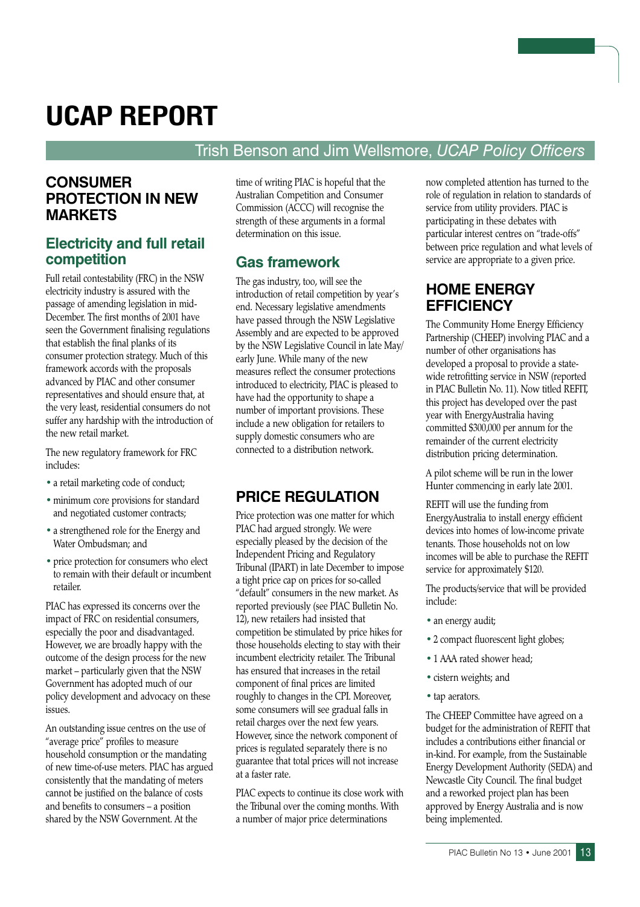# UCAP REPORT

Trish Benson and Jim Wellsmore, *UCAP Policy Officers*

## CONSUMER PROTECTION IN NEW MARKETS

### Electricity and full retail competition

Full retail contestability (FRC) in the NSW electricity industry is assured with the passage of amending legislation in mid-December. The first months of 2001 have seen the Government finalising regulations that establish the final planks of its consumer protection strategy. Much of this framework accords with the proposals advanced by PIAC and other consumer representatives and should ensure that, at the very least, residential consumers do not suffer any hardship with the introduction of the new retail market.

The new regulatory framework for FRC includes:

- a retail marketing code of conduct;
- minimum core provisions for standard and negotiated customer contracts;
- a strengthened role for the Energy and Water Ombudsman; and
- price protection for consumers who elect to remain with their default or incumbent retailer.

PIAC has expressed its concerns over the impact of FRC on residential consumers, especially the poor and disadvantaged. However, we are broadly happy with the outcome of the design process for the new market – particularly given that the NSW Government has adopted much of our policy development and advocacy on these issues.

An outstanding issue centres on the use of "average price" profiles to measure household consumption or the mandating of new time-of-use meters. PIAC has argued consistently that the mandating of meters cannot be justified on the balance of costs and benefits to consumers – a position shared by the NSW Government. At the time of writing PIAC is hopeful that the Australian Competition and Consumer Commission (ACCC) will recognise the strength of these arguments in a formal determination on this issue.

### Gas framework

The gas industry, too, will see the introduction of retail competition by year's end. Necessary legislative amendments have passed through the NSW Legislative Assembly and are expected to be approved by the NSW Legislative Council in late May/ early June. While many of the new measures reflect the consumer protections introduced to electricity, PIAC is pleased to have had the opportunity to shape a number of important provisions. These include a new obligation for retailers to supply domestic consumers who are connected to a distribution network.

## PRICE REGULATION

Price protection was one matter for which PIAC had argued strongly. We were especially pleased by the decision of the Independent Pricing and Regulatory Tribunal (IPART) in late December to impose a tight price cap on prices for so-called "default" consumers in the new market. As reported previously (see PIAC Bulletin No. 12), new retailers had insisted that competition be stimulated by price hikes for those households electing to stay with their incumbent electricity retailer. The Tribunal has ensured that increases in the retail component of final prices are limited roughly to changes in the CPI. Moreover, some consumers will see gradual falls in retail charges over the next few years. However, since the network component of prices is regulated separately there is no guarantee that total prices will not increase at a faster rate.

PIAC expects to continue its close work with the Tribunal over the coming months. With a number of major price determinations now completed attention has turned to the role of regulation in relation to standards of service from utility providers. PIAC is participating in these debates with particular interest centres on "trade-offs" between price regulation and what levels of service are appropriate to a given price.

## HOME ENERGY EFFICIENCY

The Community Home Energy Efficiency Partnership (CHEEP) involving PIAC and a number of other organisations has developed a proposal to provide a state-wide retrofitting service in NSW (reported in PIAC Bulletin No. 11). Now titled REFIT, this project has developed over the past year with EnergyAustralia having committed $300,000 per annum for the remainder of the current electricity distribution pricing determination.

A pilot scheme will be run in the lower Hunter commencing in early late 2001.

REFIT will use the funding from EnergyAustralia to install energy efficient devices into homes of low-income private tenants. Those households not on low incomes will be able to purchase the REFIT service for approximately $120.

The products/service that will be provided include:

- an energy audit;
- 2 compact fluorescent light globes;
- 1 AAA rated shower head;
- cistern weights; and
- tap aerators.

The CHEEP Committee have agreed on a budget for the administration of REFIT that includes a contributions either financial or in-kind. For example, from the Sustainable Energy Development Authority (SEDA) and Newcastle City Council. The final budget and a reworked project plan has been approved by Energy Australia and is now being implemented.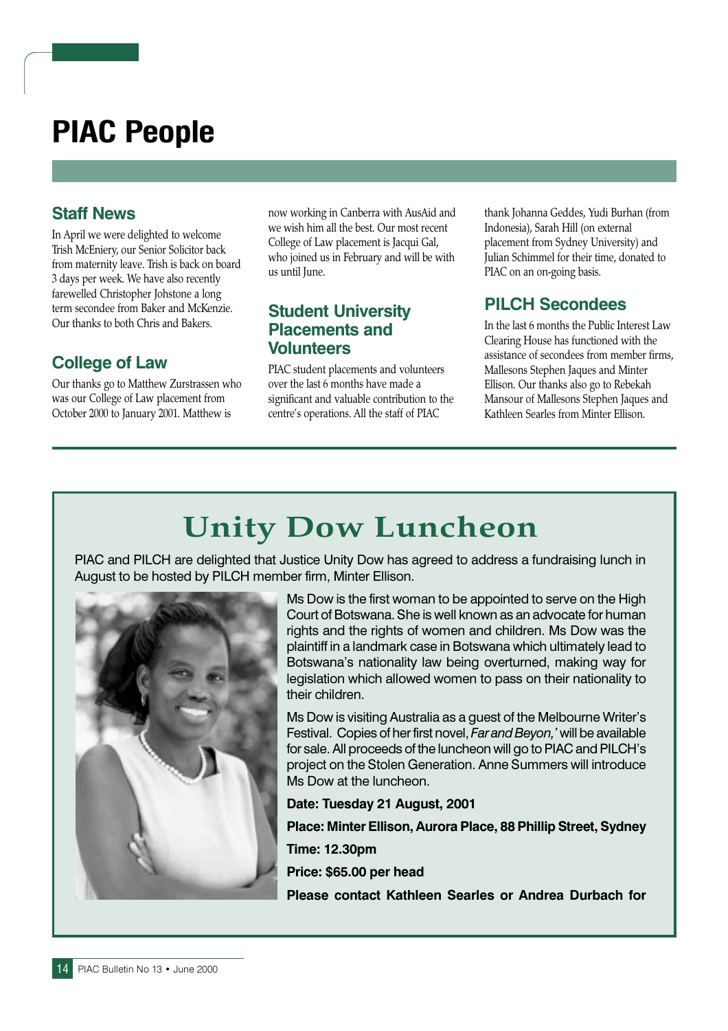# PIAC People

## Staff News

In April we were delighted to welcome Trish McEniery, our Senior Solicitor back from maternity leave. Trish is back on board 3 days per week. We have also recently farewelled Christopher Johstone a long term secondee from Baker and McKenzie. Our thanks to both Chris and Bakers.

## College of Law

Our thanks go to Matthew Zurstrassen who was our College of Law placement from October 2000 to January 2001. Matthew is now working in Canberra with AusAid and we wish him all the best. Our most recent College of Law placement is Jacqui Gal, who joined us in February and will be with us until June.

## Student University Placements and Volunteers

PIAC student placements and volunteers over the last 6 months have made a significant and valuable contribution to the centre's operations. All the staff of PIAC thank Johanna Geddes, Yudi Burhan (from Indonesia), Sarah Hill (on external placement from Sydney University) and Julian Schimmel for their time, donated to PIAC on an on-going basis.

## PILCH Secondees

In the last 6 months the Public Interest Law Clearing House has functioned with the assistance of secondees from member firms, Mallesons Stephen Jaques and Minter Ellison. Our thanks also go to Rebekah Mansour of Mallesons Stephen Jaques and Kathleen Searles from Minter Ellison.

# Unity Dow Luncheon

PIAC and PILCH are delighted that Justice Unity Dow has agreed to address a fundraising lunch in August to be hosted by PILCH member firm, Minter Ellison.

Ms Dow is the first woman to be appointed to serve on the High Court of Botswana. She is well known as an advocate for human rights and the rights of women and children. Ms Dow was the plaintiff in a landmark case in Botswana which ultimately lead to Botswana's nationality law being overturned, making way for legislation which allowed women to pass on their nationality to their children.

Ms Dow is visiting Australia as a guest of the Melbourne Writer's Festival. Copies of her first novel, *Far and Beyon,'* will be available for sale. All proceeds of the luncheon will go to PIAC and PILCH's project on the Stolen Generation. Anne Summers will introduce Ms Dow at the luncheon.

**Date: Tuesday 21 August, 2001**

**Place: Minter Ellison, Aurora Place, 88 Phillip Street, Sydney**

**Time: 12.30pm**

**Price: $65.00 per head**

**Please contact Kathleen Searles or Andrea Durbach for**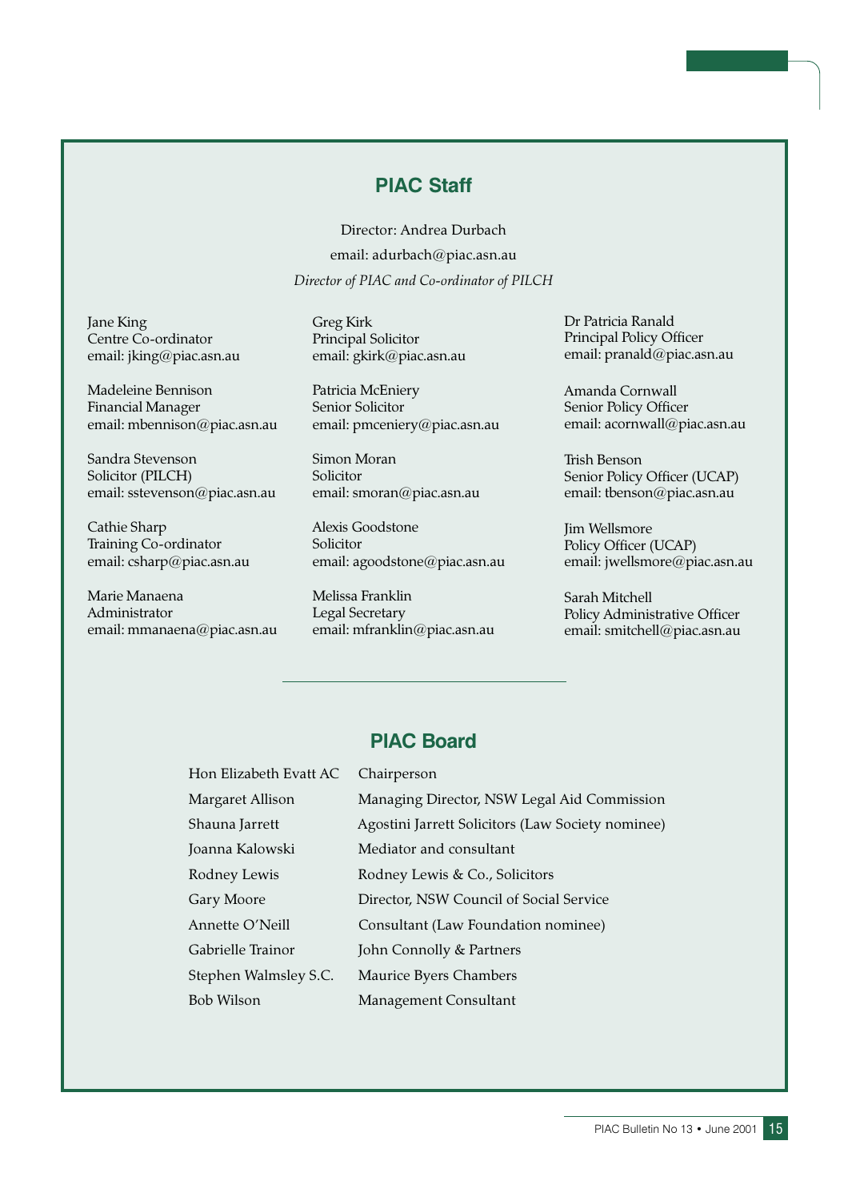## PIAC Staff

Director: Andrea Durbach
email: adurbach@piac.asn.au
*Director of PIAC and Co-ordinator of PILCH*

Jane King
Centre Co-ordinator
email: jking@piac.asn.au

Madeleine Bennison
Financial Manager
email: mbennison@piac.asn.au

Sandra Stevenson
Solicitor (PILCH)
email: sstevenson@piac.asn.au

Cathie Sharp
Training Co-ordinator
email: csharp@piac.asn.au

Marie Manaena
Administrator
email: mmanaena@piac.asn.au

Greg Kirk
Principal Solicitor
email: gkirk@piac.asn.au

Patricia McEniery
Senior Solicitor
email: pmceniery@piac.asn.au

Simon Moran
Solicitor
email: smoran@piac.asn.au

Alexis Goodstone
Solicitor
email: agoodstone@piac.asn.au

Melissa Franklin
Legal Secretary
email: mfranklin@piac.asn.au

Dr Patricia Ranald
Principal Policy Officer
email: pranald@piac.asn.au

Amanda Cornwall
Senior Policy Officer
email: acornwall@piac.asn.au

Trish Benson
Senior Policy Officer (UCAP)
email: tbenson@piac.asn.au

Jim Wellsmore
Policy Officer (UCAP)
email: jwellsmore@piac.asn.au

Sarah Mitchell
Policy Administrative Officer
email: smitchell@piac.asn.au

---

## PIAC Board

| | |
|---|---|
| Hon Elizabeth Evatt AC | Chairperson |
| Margaret Allison | Managing Director, NSW Legal Aid Commission |
| Shauna Jarrett | Agostini Jarrett Solicitors (Law Society nominee) |
| Joanna Kalowski | Mediator and consultant |
| Rodney Lewis | Rodney Lewis & Co., Solicitors |
| Gary Moore | Director, NSW Council of Social Service |
| Annette O'Neill | Consultant (Law Foundation nominee) |
| Gabrielle Trainor | John Connolly & Partners |
| Stephen Walmsley S.C. | Maurice Byers Chambers |
| Bob Wilson | Management Consultant |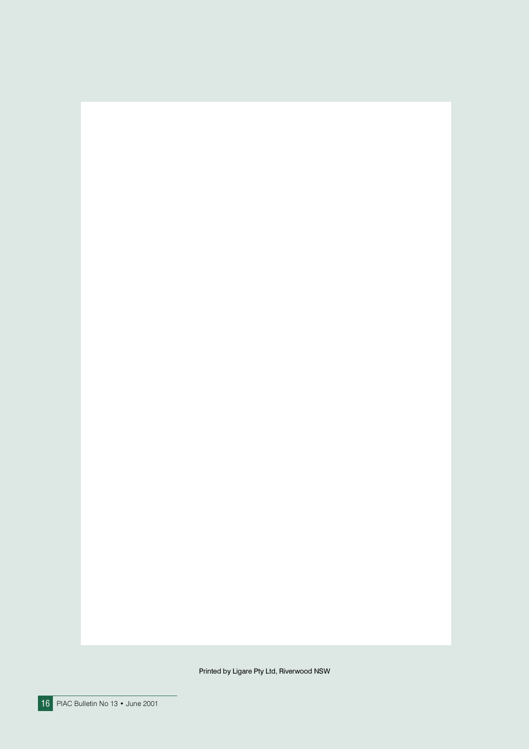Printed by Ligare Pty Ltd, Riverwood NSW